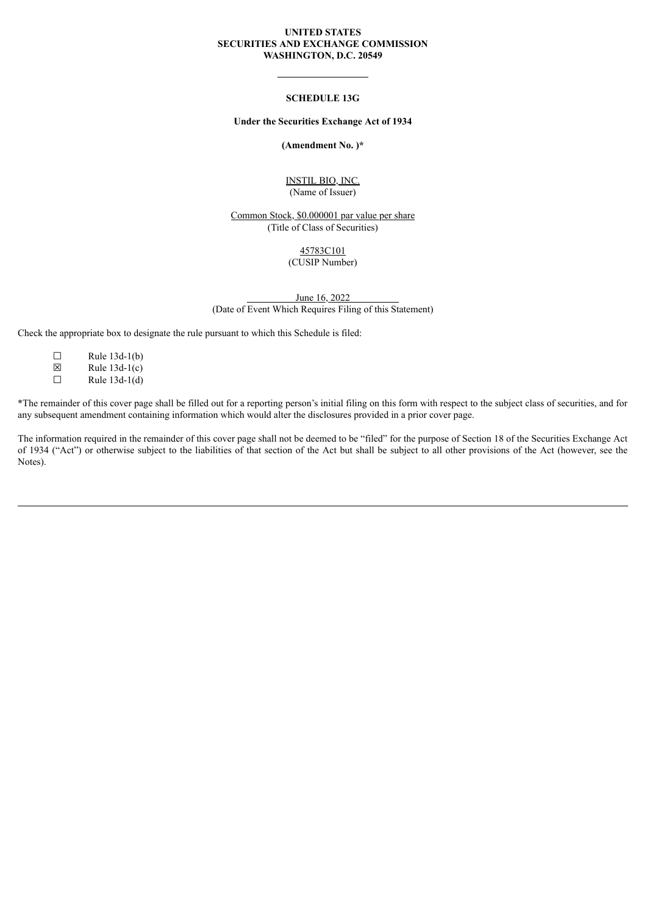**UNITED STATES**
**SECURITIES AND EXCHANGE COMMISSION**
**WASHINGTON, D.C. 20549**

---

**SCHEDULE 13G**

**Under the Securities Exchange Act of 1934**

**(Amendment No. )***

INSTIL BIO, INC.
(Name of Issuer)

Common Stock, $0.000001 par value per share
(Title of Class of Securities)

45783C101
(CUSIP Number)

June 16, 2022
(Date of Event Which Requires Filing of this Statement)

Check the appropriate box to designate the rule pursuant to which this Schedule is filed:

☐ Rule 13d-1(b)
☒ Rule 13d-1(c)
☐ Rule 13d-1(d)

*The remainder of this cover page shall be filled out for a reporting person's initial filing on this form with respect to the subject class of securities, and for any subsequent amendment containing information which would alter the disclosures provided in a prior cover page.

The information required in the remainder of this cover page shall not be deemed to be "filed" for the purpose of Section 18 of the Securities Exchange Act of 1934 ("Act") or otherwise subject to the liabilities of that section of the Act but shall be subject to all other provisions of the Act (however, see the Notes).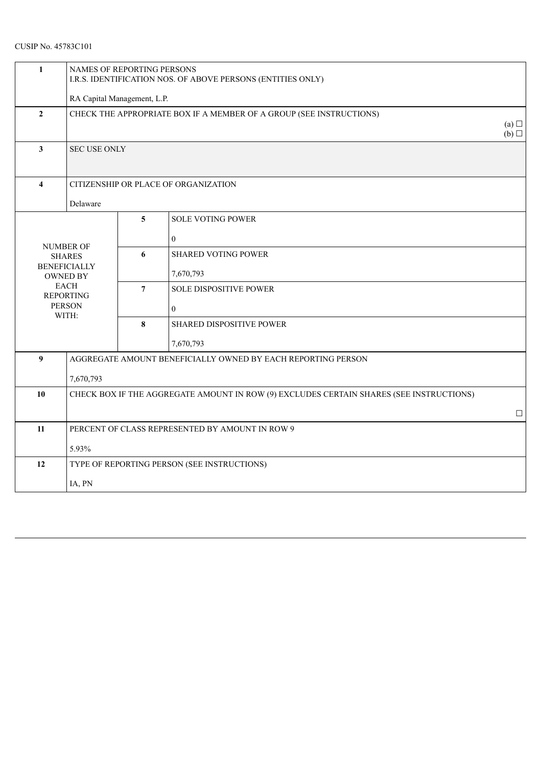CUSIP No. 45783C101

| | | | |
|---|---|---|---|
| 1 | NAMES OF REPORTING PERSONS<br>I.R.S. IDENTIFICATION NOS. OF ABOVE PERSONS (ENTITIES ONLY)<br><br>RA Capital Management, L.P. | | |
| 2 | CHECK THE APPROPRIATE BOX IF A MEMBER OF A GROUP (SEE INSTRUCTIONS)<br>(a) ☐<br>(b) ☐ | | |
| 3 | SEC USE ONLY | | |
| 4 | CITIZENSHIP OR PLACE OF ORGANIZATION<br><br>Delaware | | |
| NUMBER OF SHARES BENEFICIALLY OWNED BY EACH REPORTING PERSON WITH: | 5 | SOLE VOTING POWER<br><br>0 | |
| | 6 | SHARED VOTING POWER<br><br>7,670,793 | |
| | 7 | SOLE DISPOSITIVE POWER<br><br>0 | |
| | 8 | SHARED DISPOSITIVE POWER<br><br>7,670,793 | |
| 9 | AGGREGATE AMOUNT BENEFICIALLY OWNED BY EACH REPORTING PERSON<br><br>7,670,793 | | |
| 10 | CHECK BOX IF THE AGGREGATE AMOUNT IN ROW (9) EXCLUDES CERTAIN SHARES (SEE INSTRUCTIONS)<br>☐ | | |
| 11 | PERCENT OF CLASS REPRESENTED BY AMOUNT IN ROW 9<br><br>5.93% | | |
| 12 | TYPE OF REPORTING PERSON (SEE INSTRUCTIONS)<br><br>IA, PN | | |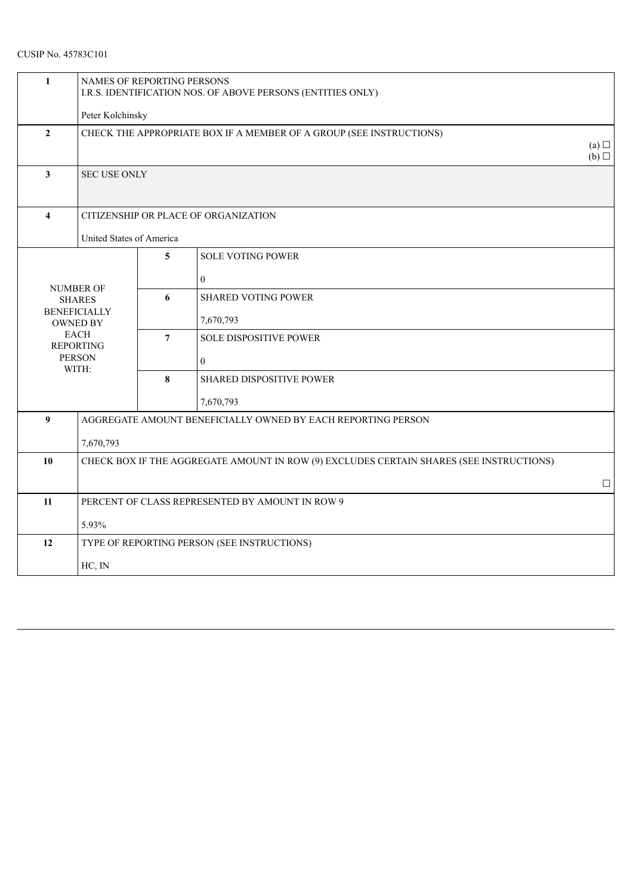CUSIP No. 45783C101

| | | | |
|---|---|---|---|
| 1 | NAMES OF REPORTING PERSONS<br>I.R.S. IDENTIFICATION NOS. OF ABOVE PERSONS (ENTITIES ONLY)<br><br>Peter Kolchinsky | | |
| 2 | CHECK THE APPROPRIATE BOX IF A MEMBER OF A GROUP (SEE INSTRUCTIONS)<br>(a) ☐<br>(b) ☐ | | |
| 3 | SEC USE ONLY | | |
| 4 | CITIZENSHIP OR PLACE OF ORGANIZATION<br><br>United States of America | | |
| NUMBER OF SHARES BENEFICIALLY OWNED BY EACH REPORTING PERSON WITH: | 5 | SOLE VOTING POWER<br><br>0 | |
| | 6 | SHARED VOTING POWER<br><br>7,670,793 | |
| | 7 | SOLE DISPOSITIVE POWER<br><br>0 | |
| | 8 | SHARED DISPOSITIVE POWER<br><br>7,670,793 | |
| 9 | AGGREGATE AMOUNT BENEFICIALLY OWNED BY EACH REPORTING PERSON<br><br>7,670,793 | | |
| 10 | CHECK BOX IF THE AGGREGATE AMOUNT IN ROW (9) EXCLUDES CERTAIN SHARES (SEE INSTRUCTIONS)<br>☐ | | |
| 11 | PERCENT OF CLASS REPRESENTED BY AMOUNT IN ROW 9<br><br>5.93% | | |
| 12 | TYPE OF REPORTING PERSON (SEE INSTRUCTIONS)<br><br>HC, IN | | |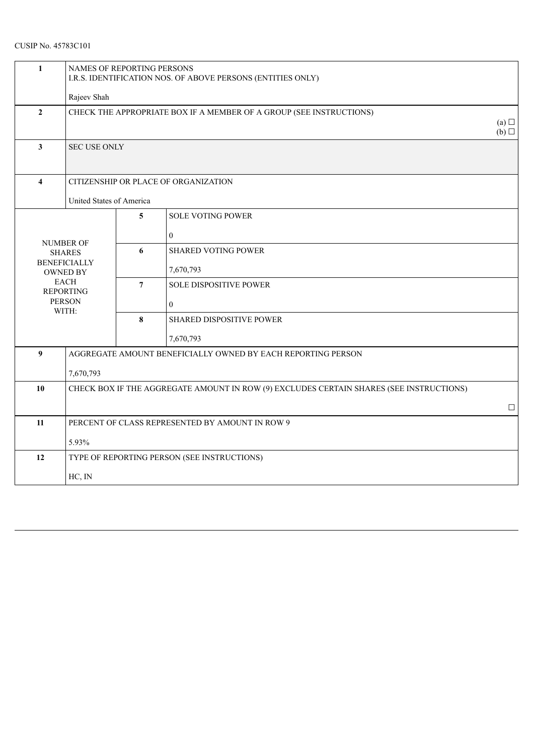CUSIP No. 45783C101

| 1 | NAMES OF REPORTING PERSONS<br>I.R.S. IDENTIFICATION NOS. OF ABOVE PERSONS (ENTITIES ONLY)<br><br>Rajeev Shah | | |
|---|---|---|---|
| 2 | CHECK THE APPROPRIATE BOX IF A MEMBER OF A GROUP (SEE INSTRUCTIONS)<br>(a) ☐<br>(b) ☐ | | |
| 3 | SEC USE ONLY | | |
| 4 | CITIZENSHIP OR PLACE OF ORGANIZATION<br><br>United States of America | | |
| NUMBER OF SHARES BENEFICIALLY OWNED BY EACH REPORTING PERSON WITH: | | 5 | SOLE VOTING POWER<br><br>0 |
| | | 6 | SHARED VOTING POWER<br><br>7,670,793 |
| | | 7 | SOLE DISPOSITIVE POWER<br><br>0 |
| | | 8 | SHARED DISPOSITIVE POWER<br><br>7,670,793 |
| 9 | AGGREGATE AMOUNT BENEFICIALLY OWNED BY EACH REPORTING PERSON<br><br>7,670,793 | | |
| 10 | CHECK BOX IF THE AGGREGATE AMOUNT IN ROW (9) EXCLUDES CERTAIN SHARES (SEE INSTRUCTIONS)<br>☐ | | |
| 11 | PERCENT OF CLASS REPRESENTED BY AMOUNT IN ROW 9<br><br>5.93% | | |
| 12 | TYPE OF REPORTING PERSON (SEE INSTRUCTIONS)<br><br>HC, IN | | |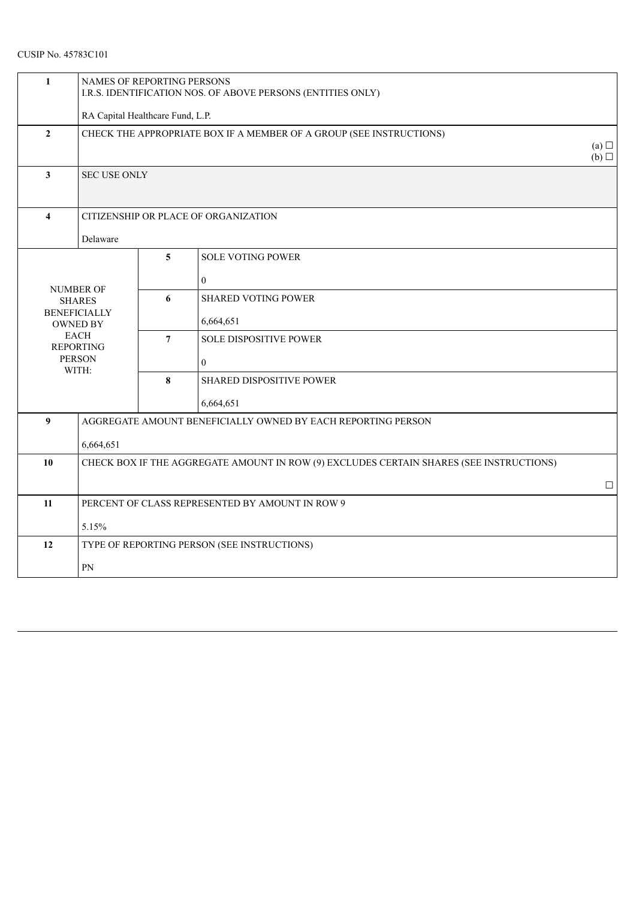CUSIP No. 45783C101

| 1 | NAMES OF REPORTING PERSONS<br>I.R.S. IDENTIFICATION NOS. OF ABOVE PERSONS (ENTITIES ONLY)<br><br>RA Capital Healthcare Fund, L.P. | | |
|---|---|---|---|
| 2 | CHECK THE APPROPRIATE BOX IF A MEMBER OF A GROUP (SEE INSTRUCTIONS)<br>(a) ☐<br>(b) ☐ | | |
| 3 | SEC USE ONLY | | |
| 4 | CITIZENSHIP OR PLACE OF ORGANIZATION<br><br>Delaware | | |
| NUMBER OF SHARES BENEFICIALLY OWNED BY EACH REPORTING PERSON WITH: | | 5 | SOLE VOTING POWER<br><br>0 |
| | | 6 | SHARED VOTING POWER<br><br>6,664,651 |
| | | 7 | SOLE DISPOSITIVE POWER<br><br>0 |
| | | 8 | SHARED DISPOSITIVE POWER<br><br>6,664,651 |
| 9 | AGGREGATE AMOUNT BENEFICIALLY OWNED BY EACH REPORTING PERSON<br><br>6,664,651 | | |
| 10 | CHECK BOX IF THE AGGREGATE AMOUNT IN ROW (9) EXCLUDES CERTAIN SHARES (SEE INSTRUCTIONS)<br>☐ | | |
| 11 | PERCENT OF CLASS REPRESENTED BY AMOUNT IN ROW 9<br><br>5.15% | | |
| 12 | TYPE OF REPORTING PERSON (SEE INSTRUCTIONS)<br><br>PN | | |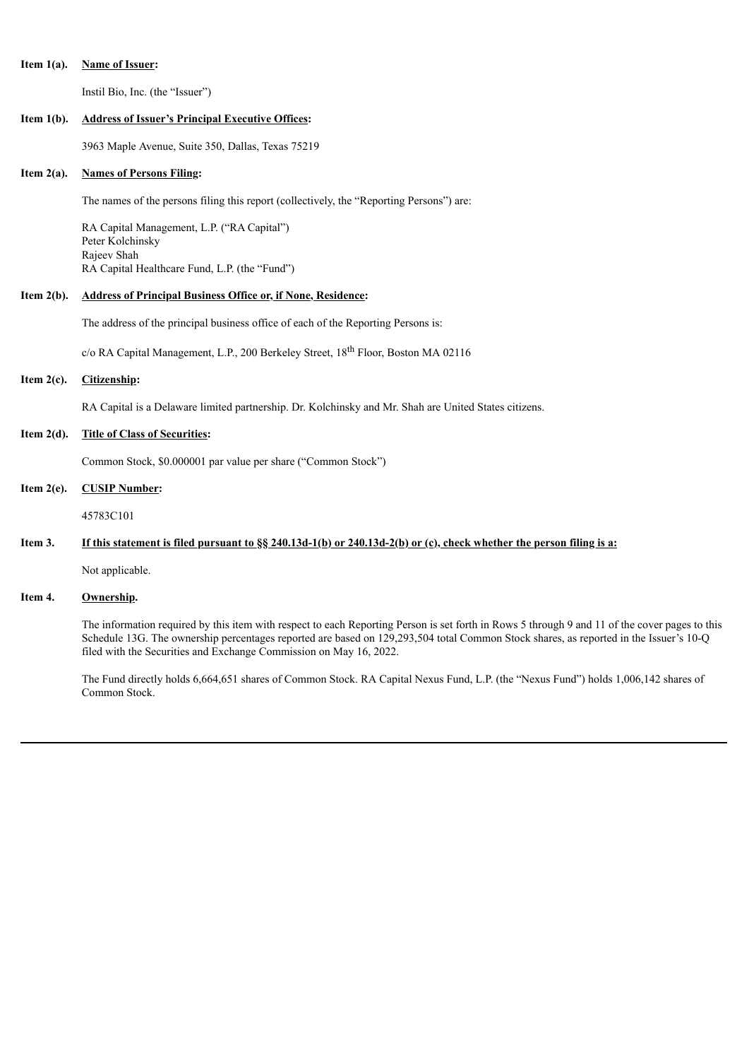**Item 1(a).** **Name of Issuer:**

Instil Bio, Inc. (the "Issuer")

**Item 1(b).** **Address of Issuer's Principal Executive Offices:**

3963 Maple Avenue, Suite 350, Dallas, Texas 75219

**Item 2(a).** **Names of Persons Filing:**

The names of the persons filing this report (collectively, the "Reporting Persons") are:

RA Capital Management, L.P. ("RA Capital")
Peter Kolchinsky
Rajeev Shah
RA Capital Healthcare Fund, L.P. (the "Fund")

**Item 2(b).** **Address of Principal Business Office or, if None, Residence:**

The address of the principal business office of each of the Reporting Persons is:

c/o RA Capital Management, L.P., 200 Berkeley Street, 18th Floor, Boston MA 02116

**Item 2(c).** **Citizenship:**

RA Capital is a Delaware limited partnership. Dr. Kolchinsky and Mr. Shah are United States citizens.

**Item 2(d).** **Title of Class of Securities:**

Common Stock, $0.000001 par value per share ("Common Stock")

**Item 2(e).** **CUSIP Number:**

45783C101

**Item 3.** **If this statement is filed pursuant to §§ 240.13d-1(b) or 240.13d-2(b) or (c), check whether the person filing is a:**

Not applicable.

**Item 4.** **Ownership.**

The information required by this item with respect to each Reporting Person is set forth in Rows 5 through 9 and 11 of the cover pages to this Schedule 13G. The ownership percentages reported are based on 129,293,504 total Common Stock shares, as reported in the Issuer's 10-Q filed with the Securities and Exchange Commission on May 16, 2022.

The Fund directly holds 6,664,651 shares of Common Stock. RA Capital Nexus Fund, L.P. (the "Nexus Fund") holds 1,006,142 shares of Common Stock.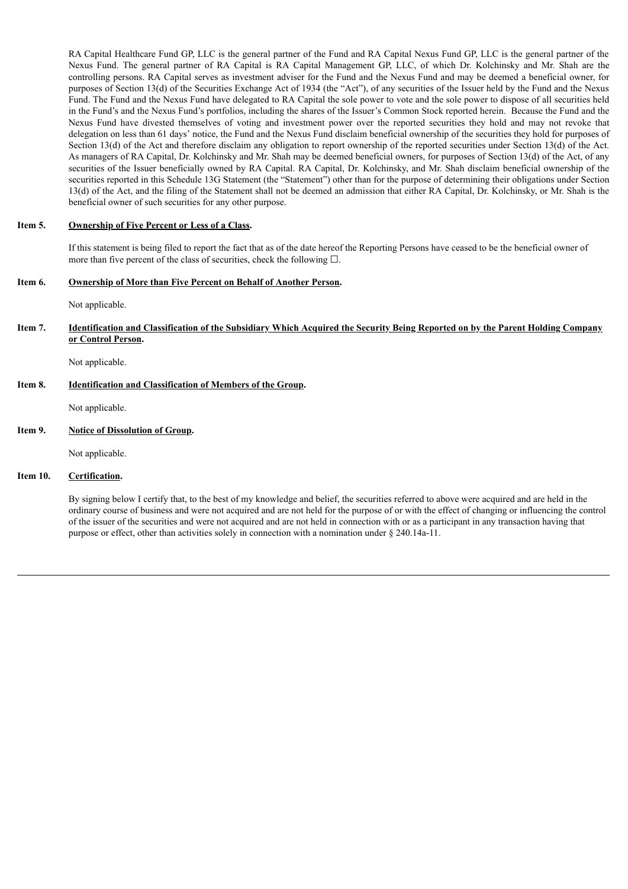RA Capital Healthcare Fund GP, LLC is the general partner of the Fund and RA Capital Nexus Fund GP, LLC is the general partner of the Nexus Fund. The general partner of RA Capital is RA Capital Management GP, LLC, of which Dr. Kolchinsky and Mr. Shah are the controlling persons. RA Capital serves as investment adviser for the Fund and the Nexus Fund and may be deemed a beneficial owner, for purposes of Section 13(d) of the Securities Exchange Act of 1934 (the "Act"), of any securities of the Issuer held by the Fund and the Nexus Fund. The Fund and the Nexus Fund have delegated to RA Capital the sole power to vote and the sole power to dispose of all securities held in the Fund's and the Nexus Fund's portfolios, including the shares of the Issuer's Common Stock reported herein. Because the Fund and the Nexus Fund have divested themselves of voting and investment power over the reported securities they hold and may not revoke that delegation on less than 61 days' notice, the Fund and the Nexus Fund disclaim beneficial ownership of the securities they hold for purposes of Section 13(d) of the Act and therefore disclaim any obligation to report ownership of the reported securities under Section 13(d) of the Act. As managers of RA Capital, Dr. Kolchinsky and Mr. Shah may be deemed beneficial owners, for purposes of Section 13(d) of the Act, of any securities of the Issuer beneficially owned by RA Capital. RA Capital, Dr. Kolchinsky, and Mr. Shah disclaim beneficial ownership of the securities reported in this Schedule 13G Statement (the "Statement") other than for the purpose of determining their obligations under Section 13(d) of the Act, and the filing of the Statement shall not be deemed an admission that either RA Capital, Dr. Kolchinsky, or Mr. Shah is the beneficial owner of such securities for any other purpose.

**Item 5. Ownership of Five Percent or Less of a Class.**

If this statement is being filed to report the fact that as of the date hereof the Reporting Persons have ceased to be the beneficial owner of more than five percent of the class of securities, check the following ☐.

**Item 6. Ownership of More than Five Percent on Behalf of Another Person.**

Not applicable.

**Item 7. Identification and Classification of the Subsidiary Which Acquired the Security Being Reported on by the Parent Holding Company or Control Person.**

Not applicable.

**Item 8. Identification and Classification of Members of the Group.**

Not applicable.

**Item 9. Notice of Dissolution of Group.**

Not applicable.

**Item 10. Certification.**

By signing below I certify that, to the best of my knowledge and belief, the securities referred to above were acquired and are held in the ordinary course of business and were not acquired and are not held for the purpose of or with the effect of changing or influencing the control of the issuer of the securities and were not acquired and are not held in connection with or as a participant in any transaction having that purpose or effect, other than activities solely in connection with a nomination under § 240.14a-11.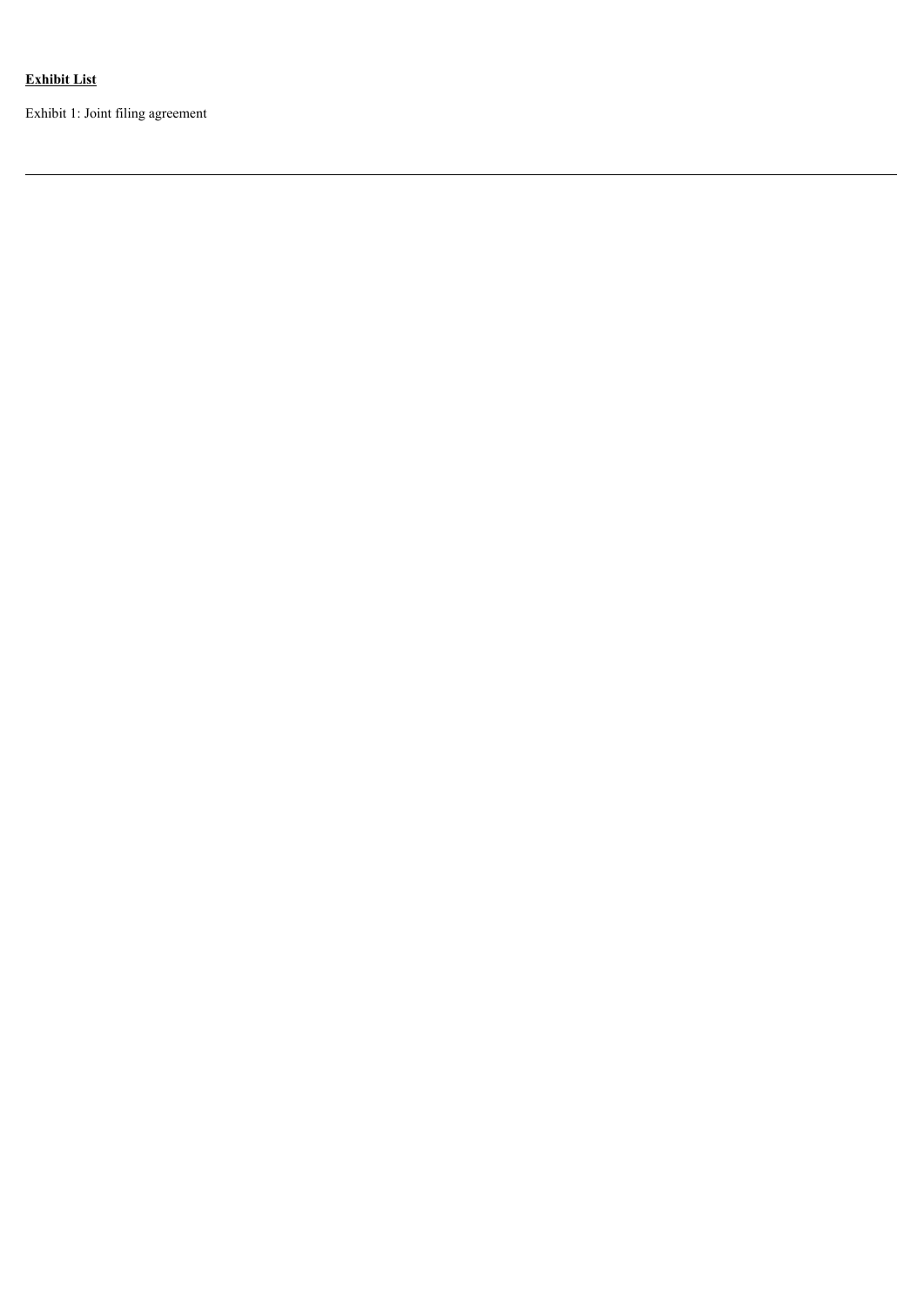**Exhibit List**

Exhibit 1: Joint filing agreement

---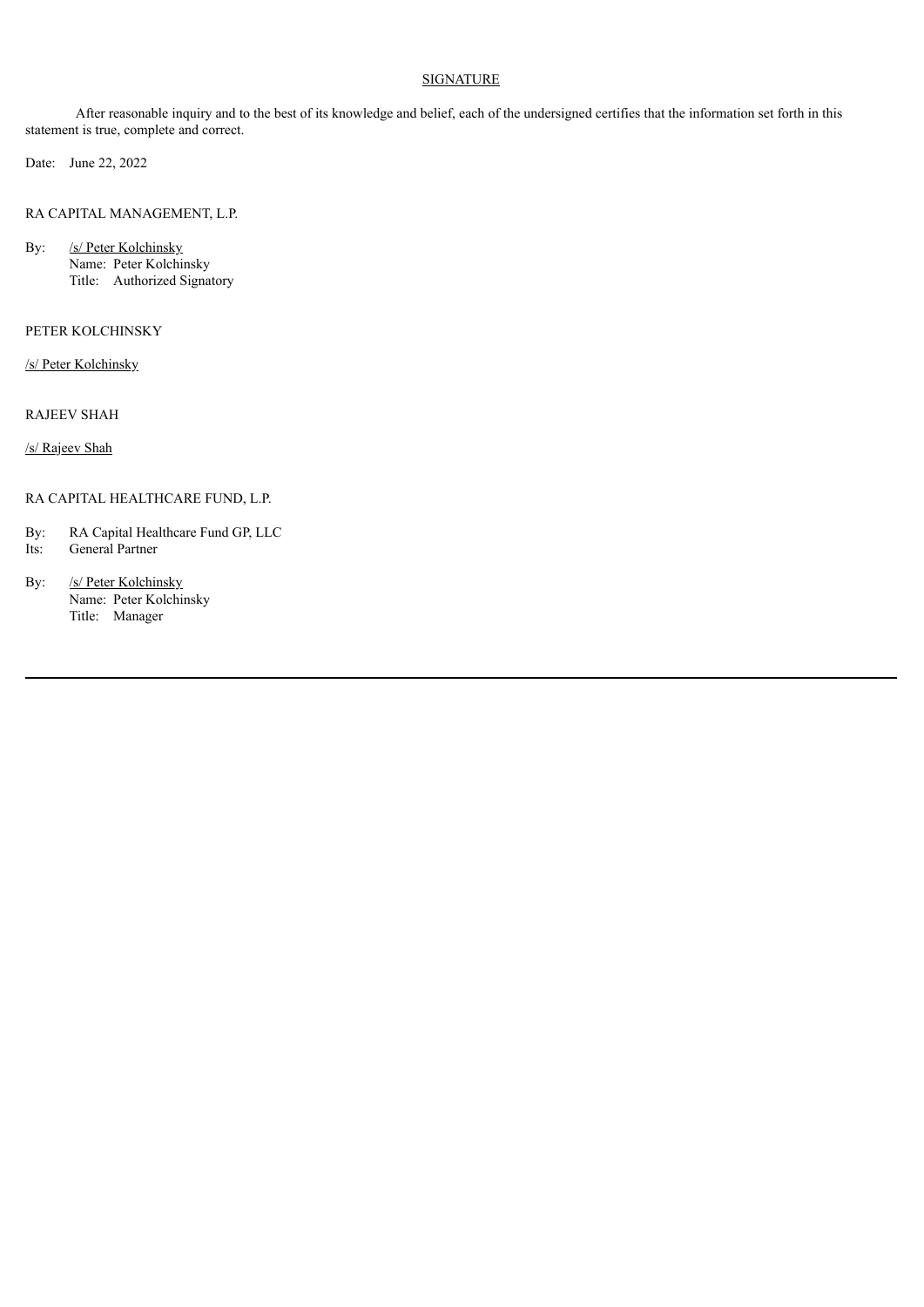## SIGNATURE

After reasonable inquiry and to the best of its knowledge and belief, each of the undersigned certifies that the information set forth in this statement is true, complete and correct.

Date: June 22, 2022

RA CAPITAL MANAGEMENT, L.P.

By: /s/ Peter Kolchinsky
Name: Peter Kolchinsky
Title: Authorized Signatory

PETER KOLCHINSKY

/s/ Peter Kolchinsky

RAJEEV SHAH

/s/ Rajeev Shah

RA CAPITAL HEALTHCARE FUND, L.P.

By: RA Capital Healthcare Fund GP, LLC
Its: General Partner

By: /s/ Peter Kolchinsky
Name: Peter Kolchinsky
Title: Manager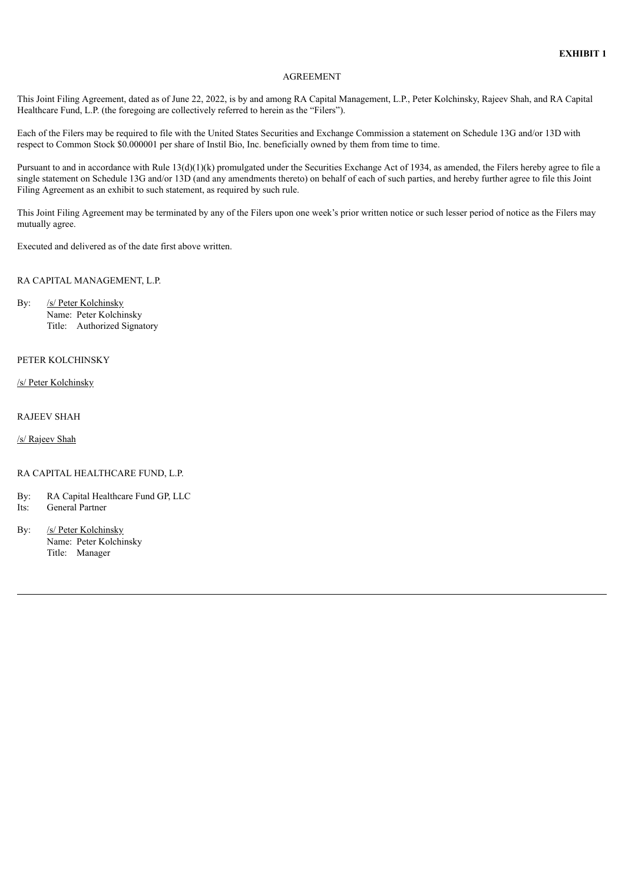**EXHIBIT 1**

AGREEMENT

This Joint Filing Agreement, dated as of June 22, 2022, is by and among RA Capital Management, L.P., Peter Kolchinsky, Rajeev Shah, and RA Capital Healthcare Fund, L.P. (the foregoing are collectively referred to herein as the "Filers").

Each of the Filers may be required to file with the United States Securities and Exchange Commission a statement on Schedule 13G and/or 13D with respect to Common Stock $0.000001 per share of Instil Bio, Inc. beneficially owned by them from time to time.

Pursuant to and in accordance with Rule 13(d)(1)(k) promulgated under the Securities Exchange Act of 1934, as amended, the Filers hereby agree to file a single statement on Schedule 13G and/or 13D (and any amendments thereto) on behalf of each of such parties, and hereby further agree to file this Joint Filing Agreement as an exhibit to such statement, as required by such rule.

This Joint Filing Agreement may be terminated by any of the Filers upon one week's prior written notice or such lesser period of notice as the Filers may mutually agree.

Executed and delivered as of the date first above written.

RA CAPITAL MANAGEMENT, L.P.

By: /s/ Peter Kolchinsky
Name: Peter Kolchinsky
Title: Authorized Signatory

PETER KOLCHINSKY

/s/ Peter Kolchinsky

RAJEEV SHAH

/s/ Rajeev Shah

RA CAPITAL HEALTHCARE FUND, L.P.

By: RA Capital Healthcare Fund GP, LLC
Its: General Partner

By: /s/ Peter Kolchinsky
Name: Peter Kolchinsky
Title: Manager